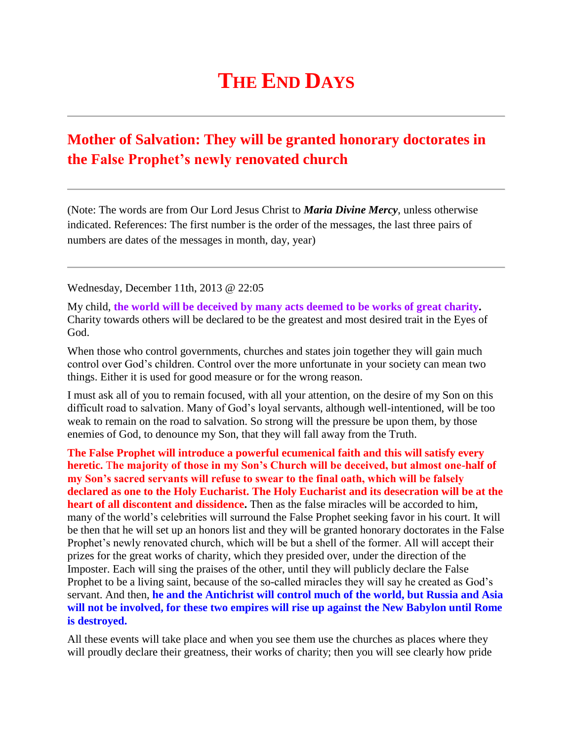# THE END DAYS

---

## Mother of Salvation: They will be granted honorary doctorates in the False Prophet's newly renovated church

---

(Note: The words are from Our Lord Jesus Christ to ***Maria Divine Mercy***, unless otherwise indicated. References: The first number is the order of the messages, the last three pairs of numbers are dates of the messages in month, day, year)

---

Wednesday, December 11th, 2013 @ 22:05

My child, **the world will be deceived by many acts deemed to be works of great charity.** Charity towards others will be declared to be the greatest and most desired trait in the Eyes of God.

When those who control governments, churches and states join together they will gain much control over God's children. Control over the more unfortunate in your society can mean two things. Either it is used for good measure or for the wrong reason.

I must ask all of you to remain focused, with all your attention, on the desire of my Son on this difficult road to salvation. Many of God's loyal servants, although well-intentioned, will be too weak to remain on the road to salvation. So strong will the pressure be upon them, by those enemies of God, to denounce my Son, that they will fall away from the Truth.

**The False Prophet will introduce a powerful ecumenical faith and this will satisfy every heretic. The majority of those in my Son's Church will be deceived, but almost one-half of my Son's sacred servants will refuse to swear to the final oath, which will be falsely declared as one to the Holy Eucharist. The Holy Eucharist and its desecration will be at the heart of all discontent and dissidence.** Then as the false miracles will be accorded to him, many of the world's celebrities will surround the False Prophet seeking favor in his court. It will be then that he will set up an honors list and they will be granted honorary doctorates in the False Prophet's newly renovated church, which will be but a shell of the former. All will accept their prizes for the great works of charity, which they presided over, under the direction of the Imposter. Each will sing the praises of the other, until they will publicly declare the False Prophet to be a living saint, because of the so-called miracles they will say he created as God's servant. And then, **he and the Antichrist will control much of the world, but Russia and Asia will not be involved, for these two empires will rise up against the New Babylon until Rome is destroyed.**

All these events will take place and when you see them use the churches as places where they will proudly declare their greatness, their works of charity; then you will see clearly how pride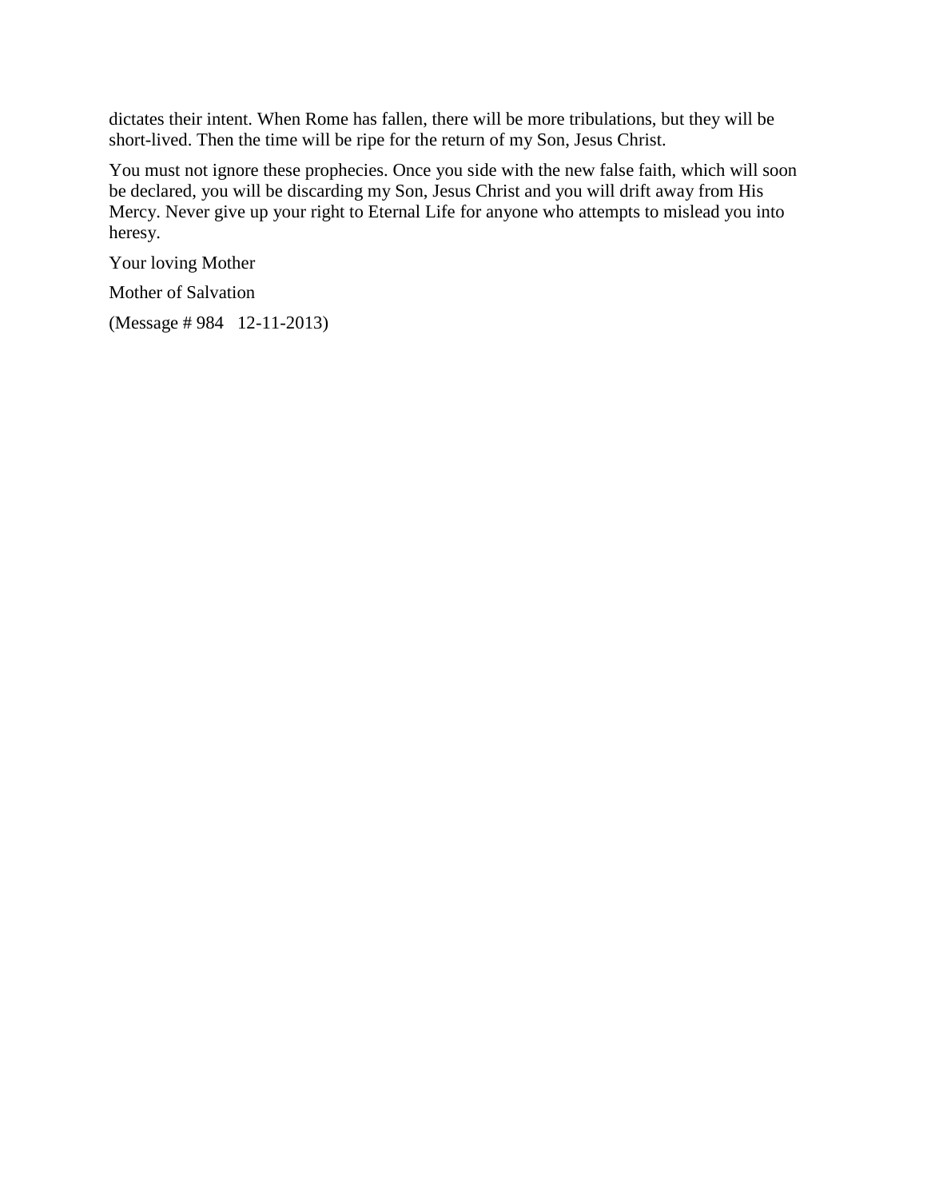dictates their intent. When Rome has fallen, there will be more tribulations, but they will be short-lived. Then the time will be ripe for the return of my Son, Jesus Christ.

You must not ignore these prophecies. Once you side with the new false faith, which will soon be declared, you will be discarding my Son, Jesus Christ and you will drift away from His Mercy. Never give up your right to Eternal Life for anyone who attempts to mislead you into heresy.

Your loving Mother

Mother of Salvation

(Message # 984   12-11-2013)